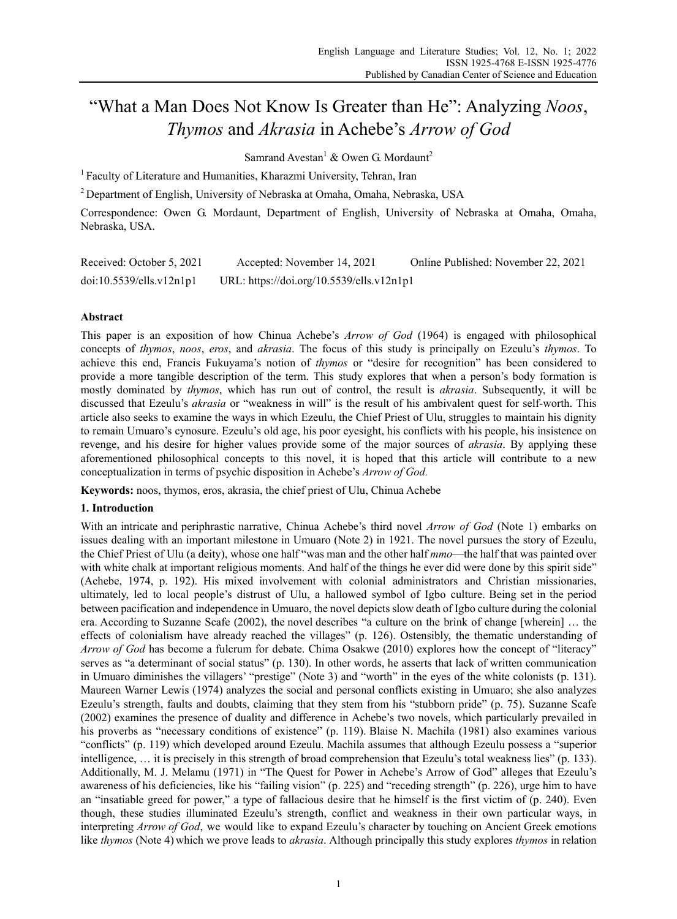# "What a Man Does Not Know Is Greater than He": Analyzing *Noos*, *Thymos* and *Akrasia* in Achebe's *Arrow of God*

Samrand Avestan[1] & Owen G. Mordaunt[2]

[1] Faculty of Literature and Humanities, Kharazmi University, Tehran, Iran

[2] Department of English, University of Nebraska at Omaha, Omaha, Nebraska, USA

Correspondence: Owen G. Mordaunt, Department of English, University of Nebraska at Omaha, Omaha, Nebraska, USA.

Received: October 5, 2021 Accepted: November 14, 2021 Online Published: November 22, 2021

doi:10.5539/ells.v12n1p1 URL: https://doi.org/10.5539/ells.v12n1p1

## Abstract

This paper is an exposition of how Chinua Achebe's *Arrow of God* (1964) is engaged with philosophical concepts of *thymos*, *noos*, *eros*, and *akrasia*. The focus of this study is principally on Ezeulu's *thymos*. To achieve this end, Francis Fukuyama's notion of *thymos* or "desire for recognition" has been considered to provide a more tangible description of the term. This study explores that when a person's body formation is mostly dominated by *thymos*, which has run out of control, the result is *akrasia*. Subsequently, it will be discussed that Ezeulu's *akrasia* or "weakness in will" is the result of his ambivalent quest for self-worth. This article also seeks to examine the ways in which Ezeulu, the Chief Priest of Ulu, struggles to maintain his dignity to remain Umuaro's cynosure. Ezeulu's old age, his poor eyesight, his conflicts with his people, his insistence on revenge, and his desire for higher values provide some of the major sources of *akrasia*. By applying these aforementioned philosophical concepts to this novel, it is hoped that this article will contribute to a new conceptualization in terms of psychic disposition in Achebe's *Arrow of God.*

**Keywords:** noos, thymos, eros, akrasia, the chief priest of Ulu, Chinua Achebe

## 1. Introduction

With an intricate and periphrastic narrative, Chinua Achebe's third novel *Arrow of God* (Note 1) embarks on issues dealing with an important milestone in Umuaro (Note 2) in 1921. The novel pursues the story of Ezeulu, the Chief Priest of Ulu (a deity), whose one half "was man and the other half *mmo*—the half that was painted over with white chalk at important religious moments. And half of the things he ever did were done by this spirit side" (Achebe, 1974, p. 192). His mixed involvement with colonial administrators and Christian missionaries, ultimately, led to local people's distrust of Ulu, a hallowed symbol of Igbo culture. Being set in the period between pacification and independence in Umuaro, the novel depicts slow death of Igbo culture during the colonial era. According to Suzanne Scafe (2002), the novel describes "a culture on the brink of change [wherein] … the effects of colonialism have already reached the villages" (p. 126). Ostensibly, the thematic understanding of *Arrow of God* has become a fulcrum for debate. Chima Osakwe (2010) explores how the concept of "literacy" serves as "a determinant of social status" (p. 130). In other words, he asserts that lack of written communication in Umuaro diminishes the villagers' "prestige" (Note 3) and "worth" in the eyes of the white colonists (p. 131). Maureen Warner Lewis (1974) analyzes the social and personal conflicts existing in Umuaro; she also analyzes Ezeulu's strength, faults and doubts, claiming that they stem from his "stubborn pride" (p. 75). Suzanne Scafe (2002) examines the presence of duality and difference in Achebe's two novels, which particularly prevailed in his proverbs as "necessary conditions of existence" (p. 119). Blaise N. Machila (1981) also examines various "conflicts" (p. 119) which developed around Ezeulu. Machila assumes that although Ezeulu possess a "superior intelligence, … it is precisely in this strength of broad comprehension that Ezeulu's total weakness lies" (p. 133). Additionally, M. J. Melamu (1971) in "The Quest for Power in Achebe's Arrow of God" alleges that Ezeulu's awareness of his deficiencies, like his "failing vision" (p. 225) and "receding strength" (p. 226), urge him to have an "insatiable greed for power," a type of fallacious desire that he himself is the first victim of (p. 240). Even though, these studies illuminated Ezeulu's strength, conflict and weakness in their own particular ways, in interpreting *Arrow of God*, we would like to expand Ezeulu's character by touching on Ancient Greek emotions like *thymos* (Note 4) which we prove leads to *akrasia*. Although principally this study explores *thymos* in relation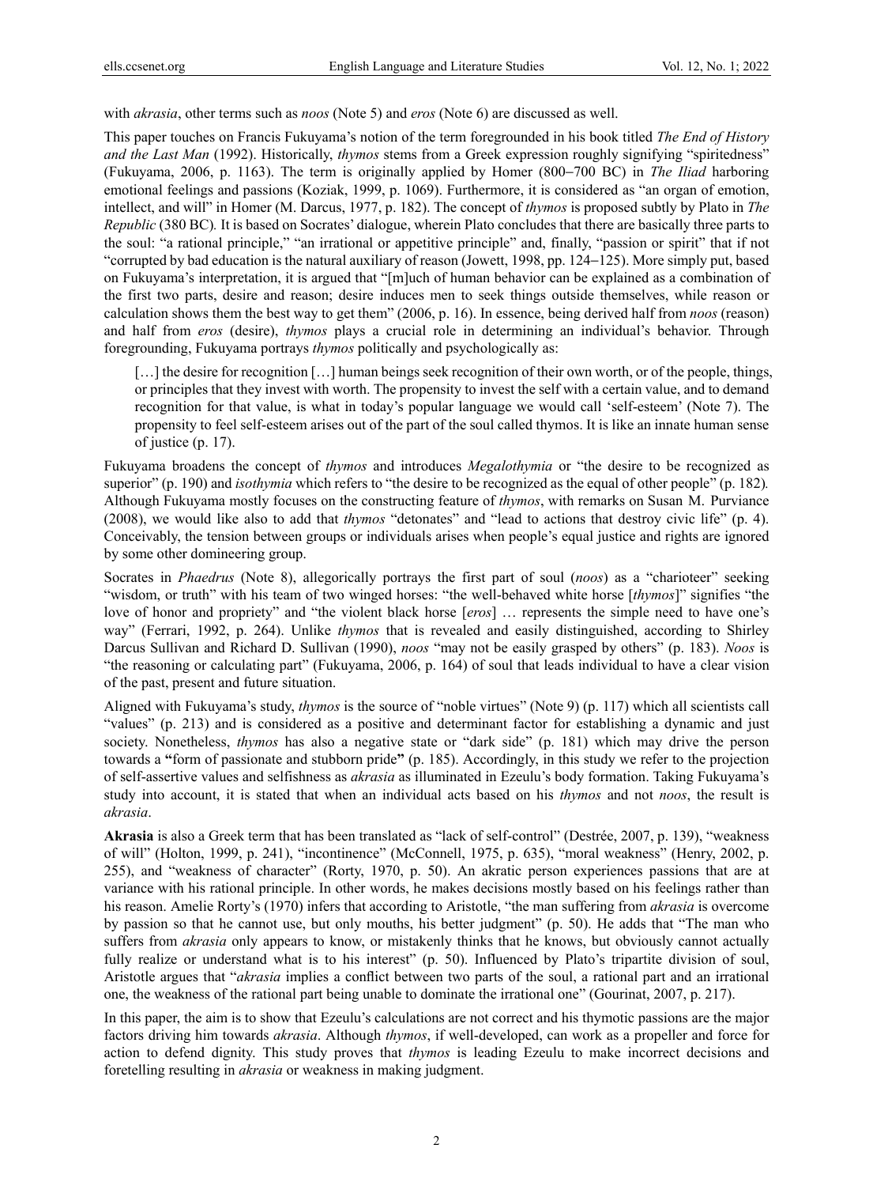with *akrasia*, other terms such as *noos* (Note 5) and *eros* (Note 6) are discussed as well.

This paper touches on Francis Fukuyama's notion of the term foregrounded in his book titled *The End of History and the Last Man* (1992). Historically, *thymos* stems from a Greek expression roughly signifying "spiritedness" (Fukuyama, 2006, p. 1163). The term is originally applied by Homer (800‒700 BC) in *The Iliad* harboring emotional feelings and passions (Koziak, 1999, p. 1069). Furthermore, it is considered as "an organ of emotion, intellect, and will" in Homer (M. Darcus, 1977, p. 182). The concept of *thymos* is proposed subtly by Plato in *The Republic* (380 BC)*.* It is based on Socrates' dialogue, wherein Plato concludes that there are basically three parts to the soul: "a rational principle," "an irrational or appetitive principle" and, finally, "passion or spirit" that if not "corrupted by bad education is the natural auxiliary of reason (Jowett, 1998, pp. 124‒125). More simply put, based on Fukuyama's interpretation, it is argued that "[m]uch of human behavior can be explained as a combination of the first two parts, desire and reason; desire induces men to seek things outside themselves, while reason or calculation shows them the best way to get them" (2006, p. 16). In essence, being derived half from *noos* (reason) and half from *eros* (desire), *thymos* plays a crucial role in determining an individual's behavior. Through foregrounding, Fukuyama portrays *thymos* politically and psychologically as:

> […] the desire for recognition […] human beings seek recognition of their own worth, or of the people, things, or principles that they invest with worth. The propensity to invest the self with a certain value, and to demand recognition for that value, is what in today's popular language we would call 'self-esteem' (Note 7). The propensity to feel self-esteem arises out of the part of the soul called thymos. It is like an innate human sense of justice (p. 17).

Fukuyama broadens the concept of *thymos* and introduces *Megalothymia* or "the desire to be recognized as superior" (p. 190) and *isothymia* which refers to "the desire to be recognized as the equal of other people" (p. 182)*.* Although Fukuyama mostly focuses on the constructing feature of *thymos*, with remarks on Susan M. Purviance (2008), we would like also to add that *thymos* "detonates" and "lead to actions that destroy civic life" (p. 4). Conceivably, the tension between groups or individuals arises when people's equal justice and rights are ignored by some other domineering group.

Socrates in *Phaedrus* (Note 8), allegorically portrays the first part of soul (*noos*) as a "charioteer" seeking "wisdom, or truth" with his team of two winged horses: "the well-behaved white horse [*thymos*]" signifies "the love of honor and propriety" and "the violent black horse [*eros*] … represents the simple need to have one's way" (Ferrari, 1992, p. 264). Unlike *thymos* that is revealed and easily distinguished, according to Shirley Darcus Sullivan and Richard D. Sullivan (1990), *noos* "may not be easily grasped by others" (p. 183). *Noos* is "the reasoning or calculating part" (Fukuyama, 2006, p. 164) of soul that leads individual to have a clear vision of the past, present and future situation.

Aligned with Fukuyama's study, *thymos* is the source of "noble virtues" (Note 9) (p. 117) which all scientists call "values" (p. 213) and is considered as a positive and determinant factor for establishing a dynamic and just society. Nonetheless, *thymos* has also a negative state or "dark side" (p. 181) which may drive the person towards a **"**form of passionate and stubborn pride**"** (p. 185). Accordingly, in this study we refer to the projection of self-assertive values and selfishness as *akrasia* as illuminated in Ezeulu's body formation. Taking Fukuyama's study into account, it is stated that when an individual acts based on his *thymos* and not *noos*, the result is *akrasia*.

**Akrasia** is also a Greek term that has been translated as "lack of self-control" (Destrée, 2007, p. 139), "weakness of will" (Holton, 1999, p. 241), "incontinence" (McConnell, 1975, p. 635), "moral weakness" (Henry, 2002, p. 255), and "weakness of character" (Rorty, 1970, p. 50). An akratic person experiences passions that are at variance with his rational principle. In other words, he makes decisions mostly based on his feelings rather than his reason. Amelie Rorty's (1970) infers that according to Aristotle, "the man suffering from *akrasia* is overcome by passion so that he cannot use, but only mouths, his better judgment" (p. 50). He adds that "The man who suffers from *akrasia* only appears to know, or mistakenly thinks that he knows, but obviously cannot actually fully realize or understand what is to his interest" (p. 50). Influenced by Plato's tripartite division of soul, Aristotle argues that "*akrasia* implies a conflict between two parts of the soul, a rational part and an irrational one, the weakness of the rational part being unable to dominate the irrational one" (Gourinat, 2007, p. 217).

In this paper, the aim is to show that Ezeulu's calculations are not correct and his thymotic passions are the major factors driving him towards *akrasia*. Although *thymos*, if well-developed, can work as a propeller and force for action to defend dignity. This study proves that *thymos* is leading Ezeulu to make incorrect decisions and foretelling resulting in *akrasia* or weakness in making judgment.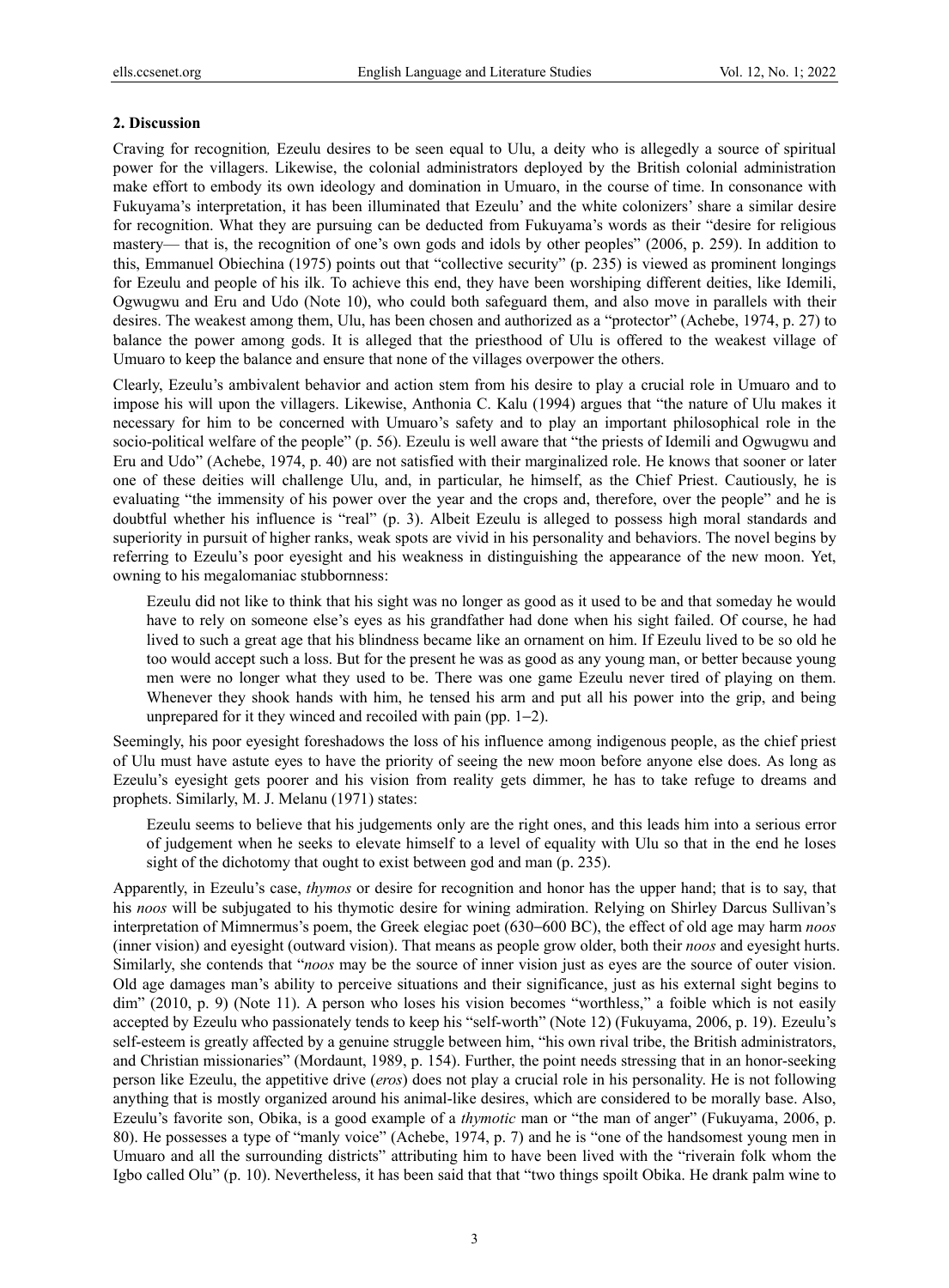### 2. Discussion

Craving for recognition*,* Ezeulu desires to be seen equal to Ulu, a deity who is allegedly a source of spiritual power for the villagers. Likewise, the colonial administrators deployed by the British colonial administration make effort to embody its own ideology and domination in Umuaro, in the course of time. In consonance with Fukuyama's interpretation, it has been illuminated that Ezeulu' and the white colonizers' share a similar desire for recognition. What they are pursuing can be deducted from Fukuyama's words as their "desire for religious mastery— that is, the recognition of one's own gods and idols by other peoples" (2006, p. 259). In addition to this, Emmanuel Obiechina (1975) points out that "collective security" (p. 235) is viewed as prominent longings for Ezeulu and people of his ilk. To achieve this end, they have been worshiping different deities, like Idemili, Ogwugwu and Eru and Udo (Note 10), who could both safeguard them, and also move in parallels with their desires. The weakest among them, Ulu, has been chosen and authorized as a "protector" (Achebe, 1974, p. 27) to balance the power among gods. It is alleged that the priesthood of Ulu is offered to the weakest village of Umuaro to keep the balance and ensure that none of the villages overpower the others.

Clearly, Ezeulu's ambivalent behavior and action stem from his desire to play a crucial role in Umuaro and to impose his will upon the villagers. Likewise, Anthonia C. Kalu (1994) argues that "the nature of Ulu makes it necessary for him to be concerned with Umuaro's safety and to play an important philosophical role in the socio-political welfare of the people" (p. 56). Ezeulu is well aware that "the priests of Idemili and Ogwugwu and Eru and Udo" (Achebe, 1974, p. 40) are not satisfied with their marginalized role. He knows that sooner or later one of these deities will challenge Ulu, and, in particular, he himself, as the Chief Priest. Cautiously, he is evaluating "the immensity of his power over the year and the crops and, therefore, over the people" and he is doubtful whether his influence is "real" (p. 3). Albeit Ezeulu is alleged to possess high moral standards and superiority in pursuit of higher ranks, weak spots are vivid in his personality and behaviors. The novel begins by referring to Ezeulu's poor eyesight and his weakness in distinguishing the appearance of the new moon. Yet, owning to his megalomaniac stubbornness:

> Ezeulu did not like to think that his sight was no longer as good as it used to be and that someday he would have to rely on someone else's eyes as his grandfather had done when his sight failed. Of course, he had lived to such a great age that his blindness became like an ornament on him. If Ezeulu lived to be so old he too would accept such a loss. But for the present he was as good as any young man, or better because young men were no longer what they used to be. There was one game Ezeulu never tired of playing on them. Whenever they shook hands with him, he tensed his arm and put all his power into the grip, and being unprepared for it they winced and recoiled with pain (pp. 1–2).

Seemingly, his poor eyesight foreshadows the loss of his influence among indigenous people, as the chief priest of Ulu must have astute eyes to have the priority of seeing the new moon before anyone else does. As long as Ezeulu's eyesight gets poorer and his vision from reality gets dimmer, he has to take refuge to dreams and prophets. Similarly, M. J. Melanu (1971) states:

> Ezeulu seems to believe that his judgements only are the right ones, and this leads him into a serious error of judgement when he seeks to elevate himself to a level of equality with Ulu so that in the end he loses sight of the dichotomy that ought to exist between god and man (p. 235).

Apparently, in Ezeulu's case, *thymos* or desire for recognition and honor has the upper hand; that is to say, that his *noos* will be subjugated to his thymotic desire for wining admiration. Relying on Shirley Darcus Sullivan's interpretation of Mimnermus's poem, the Greek elegiac poet (630–600 BC), the effect of old age may harm *noos* (inner vision) and eyesight (outward vision). That means as people grow older, both their *noos* and eyesight hurts. Similarly, she contends that "*noos* may be the source of inner vision just as eyes are the source of outer vision. Old age damages man's ability to perceive situations and their significance, just as his external sight begins to dim" (2010, p. 9) (Note 11). A person who loses his vision becomes "worthless," a foible which is not easily accepted by Ezeulu who passionately tends to keep his "self-worth" (Note 12) (Fukuyama, 2006, p. 19). Ezeulu's self-esteem is greatly affected by a genuine struggle between him, "his own rival tribe, the British administrators, and Christian missionaries" (Mordaunt, 1989, p. 154). Further, the point needs stressing that in an honor-seeking person like Ezeulu, the appetitive drive (*eros*) does not play a crucial role in his personality. He is not following anything that is mostly organized around his animal-like desires, which are considered to be morally base. Also, Ezeulu's favorite son, Obika, is a good example of a *thymotic* man or "the man of anger" (Fukuyama, 2006, p. 80). He possesses a type of "manly voice" (Achebe, 1974, p. 7) and he is "one of the handsomest young men in Umuaro and all the surrounding districts" attributing him to have been lived with the "riverain folk whom the Igbo called Olu" (p. 10). Nevertheless, it has been said that that "two things spoilt Obika. He drank palm wine to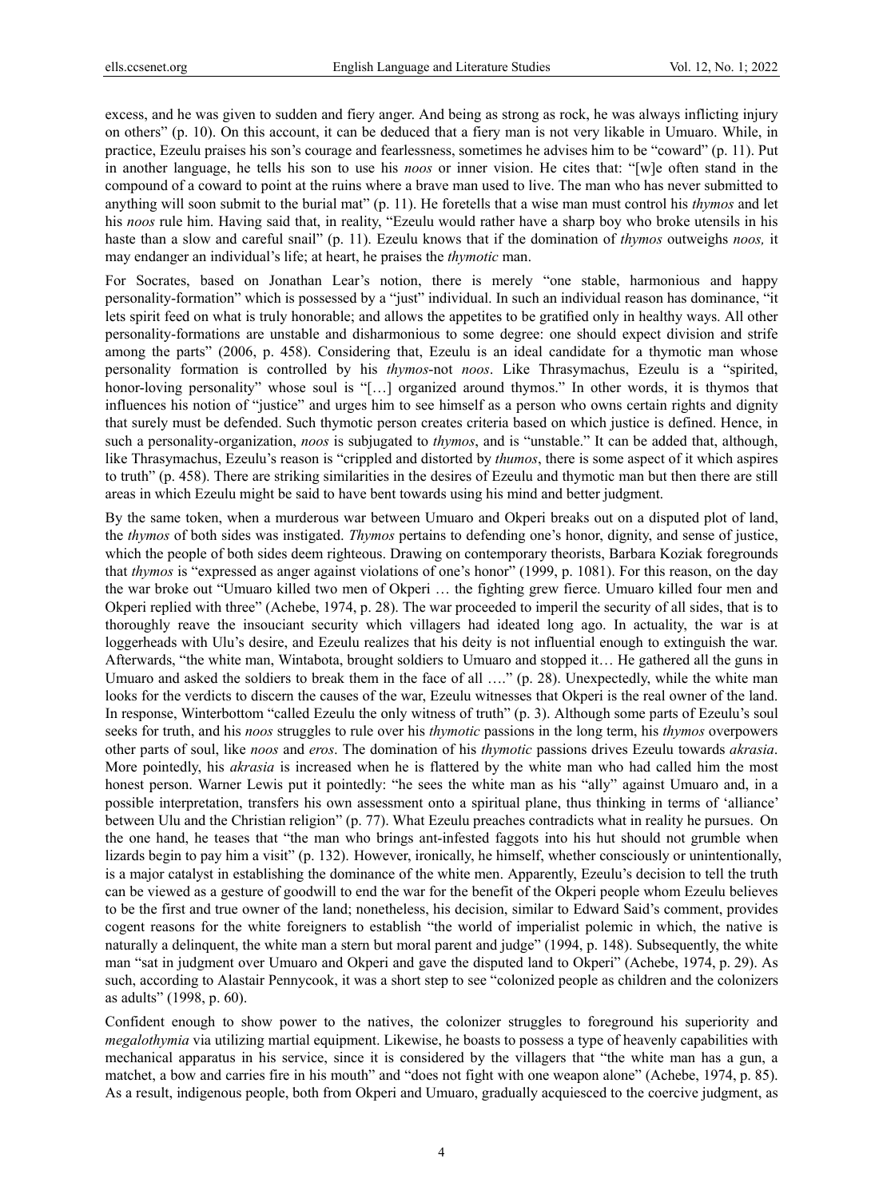excess, and he was given to sudden and fiery anger. And being as strong as rock, he was always inflicting injury on others" (p. 10). On this account, it can be deduced that a fiery man is not very likable in Umuaro. While, in practice, Ezeulu praises his son's courage and fearlessness, sometimes he advises him to be "coward" (p. 11). Put in another language, he tells his son to use his *noos* or inner vision. He cites that: "[w]e often stand in the compound of a coward to point at the ruins where a brave man used to live. The man who has never submitted to anything will soon submit to the burial mat" (p. 11). He foretells that a wise man must control his *thymos* and let his *noos* rule him. Having said that, in reality, "Ezeulu would rather have a sharp boy who broke utensils in his haste than a slow and careful snail" (p. 11). Ezeulu knows that if the domination of *thymos* outweighs *noos,* it may endanger an individual's life; at heart, he praises the *thymotic* man.

For Socrates, based on Jonathan Lear's notion, there is merely "one stable, harmonious and happy personality-formation" which is possessed by a "just" individual. In such an individual reason has dominance, "it lets spirit feed on what is truly honorable; and allows the appetites to be gratified only in healthy ways. All other personality-formations are unstable and disharmonious to some degree: one should expect division and strife among the parts" (2006, p. 458). Considering that, Ezeulu is an ideal candidate for a thymotic man whose personality formation is controlled by his *thymos*-not *noos*. Like Thrasymachus, Ezeulu is a "spirited, honor-loving personality" whose soul is "[…] organized around thymos." In other words, it is thymos that influences his notion of "justice" and urges him to see himself as a person who owns certain rights and dignity that surely must be defended. Such thymotic person creates criteria based on which justice is defined. Hence, in such a personality-organization, *noos* is subjugated to *thymos*, and is "unstable." It can be added that, although, like Thrasymachus, Ezeulu's reason is "crippled and distorted by *thumos*, there is some aspect of it which aspires to truth" (p. 458). There are striking similarities in the desires of Ezeulu and thymotic man but then there are still areas in which Ezeulu might be said to have bent towards using his mind and better judgment.

By the same token, when a murderous war between Umuaro and Okperi breaks out on a disputed plot of land, the *thymos* of both sides was instigated. *Thymos* pertains to defending one's honor, dignity, and sense of justice, which the people of both sides deem righteous. Drawing on contemporary theorists, Barbara Koziak foregrounds that *thymos* is "expressed as anger against violations of one's honor" (1999, p. 1081). For this reason, on the day the war broke out "Umuaro killed two men of Okperi … the fighting grew fierce. Umuaro killed four men and Okperi replied with three" (Achebe, 1974, p. 28). The war proceeded to imperil the security of all sides, that is to thoroughly reave the insouciant security which villagers had ideated long ago. In actuality, the war is at loggerheads with Ulu's desire, and Ezeulu realizes that his deity is not influential enough to extinguish the war. Afterwards, "the white man, Wintabota, brought soldiers to Umuaro and stopped it… He gathered all the guns in Umuaro and asked the soldiers to break them in the face of all …." (p. 28). Unexpectedly, while the white man looks for the verdicts to discern the causes of the war, Ezeulu witnesses that Okperi is the real owner of the land. In response, Winterbottom "called Ezeulu the only witness of truth" (p. 3). Although some parts of Ezeulu's soul seeks for truth, and his *noos* struggles to rule over his *thymotic* passions in the long term, his *thymos* overpowers other parts of soul, like *noos* and *eros*. The domination of his *thymotic* passions drives Ezeulu towards *akrasia*. More pointedly, his *akrasia* is increased when he is flattered by the white man who had called him the most honest person. Warner Lewis put it pointedly: "he sees the white man as his "ally" against Umuaro and, in a possible interpretation, transfers his own assessment onto a spiritual plane, thus thinking in terms of 'alliance' between Ulu and the Christian religion" (p. 77). What Ezeulu preaches contradicts what in reality he pursues. On the one hand, he teases that "the man who brings ant-infested faggots into his hut should not grumble when lizards begin to pay him a visit" (p. 132). However, ironically, he himself, whether consciously or unintentionally, is a major catalyst in establishing the dominance of the white men. Apparently, Ezeulu's decision to tell the truth can be viewed as a gesture of goodwill to end the war for the benefit of the Okperi people whom Ezeulu believes to be the first and true owner of the land; nonetheless, his decision, similar to Edward Said's comment, provides cogent reasons for the white foreigners to establish "the world of imperialist polemic in which, the native is naturally a delinquent, the white man a stern but moral parent and judge" (1994, p. 148). Subsequently, the white man "sat in judgment over Umuaro and Okperi and gave the disputed land to Okperi" (Achebe, 1974, p. 29). As such, according to Alastair Pennycook, it was a short step to see "colonized people as children and the colonizers as adults" (1998, p. 60).

Confident enough to show power to the natives, the colonizer struggles to foreground his superiority and *megalothymia* via utilizing martial equipment. Likewise, he boasts to possess a type of heavenly capabilities with mechanical apparatus in his service, since it is considered by the villagers that "the white man has a gun, a matchet, a bow and carries fire in his mouth" and "does not fight with one weapon alone" (Achebe, 1974, p. 85). As a result, indigenous people, both from Okperi and Umuaro, gradually acquiesced to the coercive judgment, as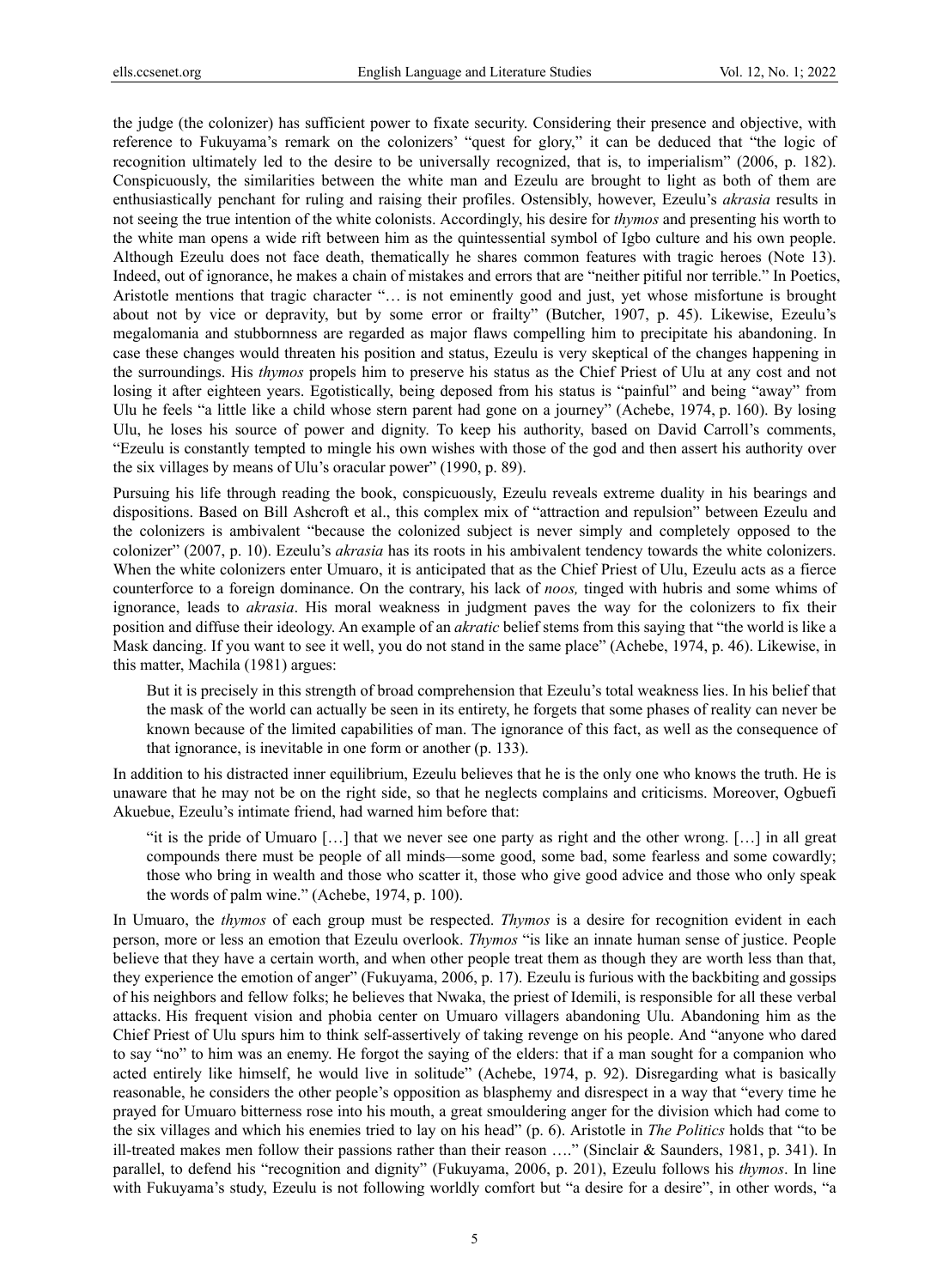the judge (the colonizer) has sufficient power to fixate security. Considering their presence and objective, with reference to Fukuyama's remark on the colonizers' "quest for glory," it can be deduced that "the logic of recognition ultimately led to the desire to be universally recognized, that is, to imperialism" (2006, p. 182). Conspicuously, the similarities between the white man and Ezeulu are brought to light as both of them are enthusiastically penchant for ruling and raising their profiles. Ostensibly, however, Ezeulu's *akrasia* results in not seeing the true intention of the white colonists. Accordingly, his desire for *thymos* and presenting his worth to the white man opens a wide rift between him as the quintessential symbol of Igbo culture and his own people. Although Ezeulu does not face death, thematically he shares common features with tragic heroes (Note 13). Indeed, out of ignorance, he makes a chain of mistakes and errors that are "neither pitiful nor terrible." In Poetics, Aristotle mentions that tragic character "… is not eminently good and just, yet whose misfortune is brought about not by vice or depravity, but by some error or frailty" (Butcher, 1907, p. 45). Likewise, Ezeulu's megalomania and stubbornness are regarded as major flaws compelling him to precipitate his abandoning. In case these changes would threaten his position and status, Ezeulu is very skeptical of the changes happening in the surroundings. His *thymos* propels him to preserve his status as the Chief Priest of Ulu at any cost and not losing it after eighteen years. Egotistically, being deposed from his status is "painful" and being "away" from Ulu he feels "a little like a child whose stern parent had gone on a journey" (Achebe, 1974, p. 160). By losing Ulu, he loses his source of power and dignity. To keep his authority, based on David Carroll's comments, "Ezeulu is constantly tempted to mingle his own wishes with those of the god and then assert his authority over the six villages by means of Ulu's oracular power" (1990, p. 89).

Pursuing his life through reading the book, conspicuously, Ezeulu reveals extreme duality in his bearings and dispositions. Based on Bill Ashcroft et al., this complex mix of "attraction and repulsion" between Ezeulu and the colonizers is ambivalent "because the colonized subject is never simply and completely opposed to the colonizer" (2007, p. 10). Ezeulu's *akrasia* has its roots in his ambivalent tendency towards the white colonizers. When the white colonizers enter Umuaro, it is anticipated that as the Chief Priest of Ulu, Ezeulu acts as a fierce counterforce to a foreign dominance. On the contrary, his lack of *noos,* tinged with hubris and some whims of ignorance, leads to *akrasia*. His moral weakness in judgment paves the way for the colonizers to fix their position and diffuse their ideology. An example of an *akratic* belief stems from this saying that "the world is like a Mask dancing. If you want to see it well, you do not stand in the same place" (Achebe, 1974, p. 46). Likewise, in this matter, Machila (1981) argues:

> But it is precisely in this strength of broad comprehension that Ezeulu's total weakness lies. In his belief that the mask of the world can actually be seen in its entirety, he forgets that some phases of reality can never be known because of the limited capabilities of man. The ignorance of this fact, as well as the consequence of that ignorance, is inevitable in one form or another (p. 133).

In addition to his distracted inner equilibrium, Ezeulu believes that he is the only one who knows the truth. He is unaware that he may not be on the right side, so that he neglects complains and criticisms. Moreover, Ogbuefi Akuebue, Ezeulu's intimate friend, had warned him before that:

> "it is the pride of Umuaro […] that we never see one party as right and the other wrong. […] in all great compounds there must be people of all minds—some good, some bad, some fearless and some cowardly; those who bring in wealth and those who scatter it, those who give good advice and those who only speak the words of palm wine." (Achebe, 1974, p. 100).

In Umuaro, the *thymos* of each group must be respected. *Thymos* is a desire for recognition evident in each person, more or less an emotion that Ezeulu overlook. *Thymos* "is like an innate human sense of justice. People believe that they have a certain worth, and when other people treat them as though they are worth less than that, they experience the emotion of anger" (Fukuyama, 2006, p. 17). Ezeulu is furious with the backbiting and gossips of his neighbors and fellow folks; he believes that Nwaka, the priest of Idemili, is responsible for all these verbal attacks. His frequent vision and phobia center on Umuaro villagers abandoning Ulu. Abandoning him as the Chief Priest of Ulu spurs him to think self-assertively of taking revenge on his people. And "anyone who dared to say "no" to him was an enemy. He forgot the saying of the elders: that if a man sought for a companion who acted entirely like himself, he would live in solitude" (Achebe, 1974, p. 92). Disregarding what is basically reasonable, he considers the other people's opposition as blasphemy and disrespect in a way that "every time he prayed for Umuaro bitterness rose into his mouth, a great smouldering anger for the division which had come to the six villages and which his enemies tried to lay on his head" (p. 6). Aristotle in *The Politics* holds that "to be ill-treated makes men follow their passions rather than their reason …." (Sinclair & Saunders, 1981, p. 341). In parallel, to defend his "recognition and dignity" (Fukuyama, 2006, p. 201), Ezeulu follows his *thymos*. In line with Fukuyama's study, Ezeulu is not following worldly comfort but "a desire for a desire", in other words, "a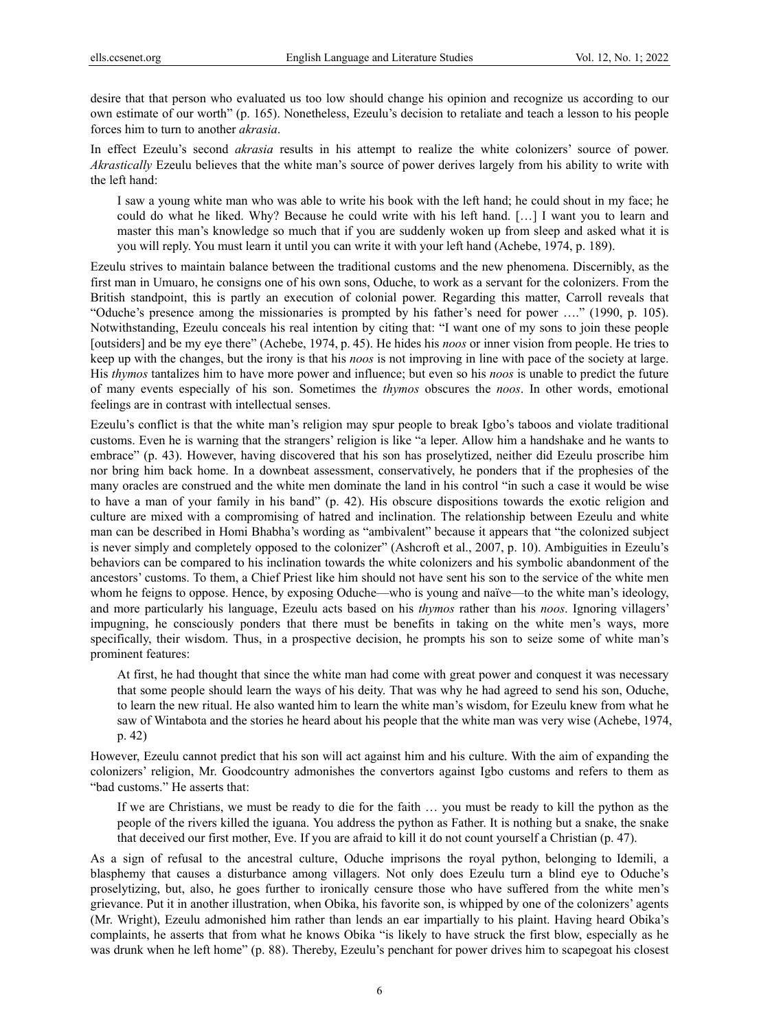desire that that person who evaluated us too low should change his opinion and recognize us according to our own estimate of our worth" (p. 165). Nonetheless, Ezeulu's decision to retaliate and teach a lesson to his people forces him to turn to another *akrasia*.

In effect Ezeulu's second *akrasia* results in his attempt to realize the white colonizers' source of power. *Akrastically* Ezeulu believes that the white man's source of power derives largely from his ability to write with the left hand:

> I saw a young white man who was able to write his book with the left hand; he could shout in my face; he could do what he liked. Why? Because he could write with his left hand. […] I want you to learn and master this man's knowledge so much that if you are suddenly woken up from sleep and asked what it is you will reply. You must learn it until you can write it with your left hand (Achebe, 1974, p. 189).

Ezeulu strives to maintain balance between the traditional customs and the new phenomena. Discernibly, as the first man in Umuaro, he consigns one of his own sons, Oduche, to work as a servant for the colonizers. From the British standpoint, this is partly an execution of colonial power. Regarding this matter, Carroll reveals that "Oduche's presence among the missionaries is prompted by his father's need for power …." (1990, p. 105). Notwithstanding, Ezeulu conceals his real intention by citing that: "I want one of my sons to join these people [outsiders] and be my eye there" (Achebe, 1974, p. 45). He hides his *noos* or inner vision from people. He tries to keep up with the changes, but the irony is that his *noos* is not improving in line with pace of the society at large. His *thymos* tantalizes him to have more power and influence; but even so his *noos* is unable to predict the future of many events especially of his son. Sometimes the *thymos* obscures the *noos*. In other words, emotional feelings are in contrast with intellectual senses.

Ezeulu's conflict is that the white man's religion may spur people to break Igbo's taboos and violate traditional customs. Even he is warning that the strangers' religion is like "a leper. Allow him a handshake and he wants to embrace" (p. 43). However, having discovered that his son has proselytized, neither did Ezeulu proscribe him nor bring him back home. In a downbeat assessment, conservatively, he ponders that if the prophesies of the many oracles are construed and the white men dominate the land in his control "in such a case it would be wise to have a man of your family in his band" (p. 42). His obscure dispositions towards the exotic religion and culture are mixed with a compromising of hatred and inclination. The relationship between Ezeulu and white man can be described in Homi Bhabha's wording as "ambivalent" because it appears that "the colonized subject is never simply and completely opposed to the colonizer" (Ashcroft et al., 2007, p. 10). Ambiguities in Ezeulu's behaviors can be compared to his inclination towards the white colonizers and his symbolic abandonment of the ancestors' customs. To them, a Chief Priest like him should not have sent his son to the service of the white men whom he feigns to oppose. Hence, by exposing Oduche—who is young and naïve—to the white man's ideology, and more particularly his language, Ezeulu acts based on his *thymos* rather than his *noos*. Ignoring villagers' impugning, he consciously ponders that there must be benefits in taking on the white men's ways, more specifically, their wisdom. Thus, in a prospective decision, he prompts his son to seize some of white man's prominent features:

> At first, he had thought that since the white man had come with great power and conquest it was necessary that some people should learn the ways of his deity. That was why he had agreed to send his son, Oduche, to learn the new ritual. He also wanted him to learn the white man's wisdom, for Ezeulu knew from what he saw of Wintabota and the stories he heard about his people that the white man was very wise (Achebe, 1974, p. 42)

However, Ezeulu cannot predict that his son will act against him and his culture. With the aim of expanding the colonizers' religion, Mr. Goodcountry admonishes the convertors against Igbo customs and refers to them as "bad customs." He asserts that:

> If we are Christians, we must be ready to die for the faith … you must be ready to kill the python as the people of the rivers killed the iguana. You address the python as Father. It is nothing but a snake, the snake that deceived our first mother, Eve. If you are afraid to kill it do not count yourself a Christian (p. 47).

As a sign of refusal to the ancestral culture, Oduche imprisons the royal python, belonging to Idemili, a blasphemy that causes a disturbance among villagers. Not only does Ezeulu turn a blind eye to Oduche's proselytizing, but, also, he goes further to ironically censure those who have suffered from the white men's grievance. Put it in another illustration, when Obika, his favorite son, is whipped by one of the colonizers' agents (Mr. Wright), Ezeulu admonished him rather than lends an ear impartially to his plaint. Having heard Obika's complaints, he asserts that from what he knows Obika "is likely to have struck the first blow, especially as he was drunk when he left home" (p. 88). Thereby, Ezeulu's penchant for power drives him to scapegoat his closest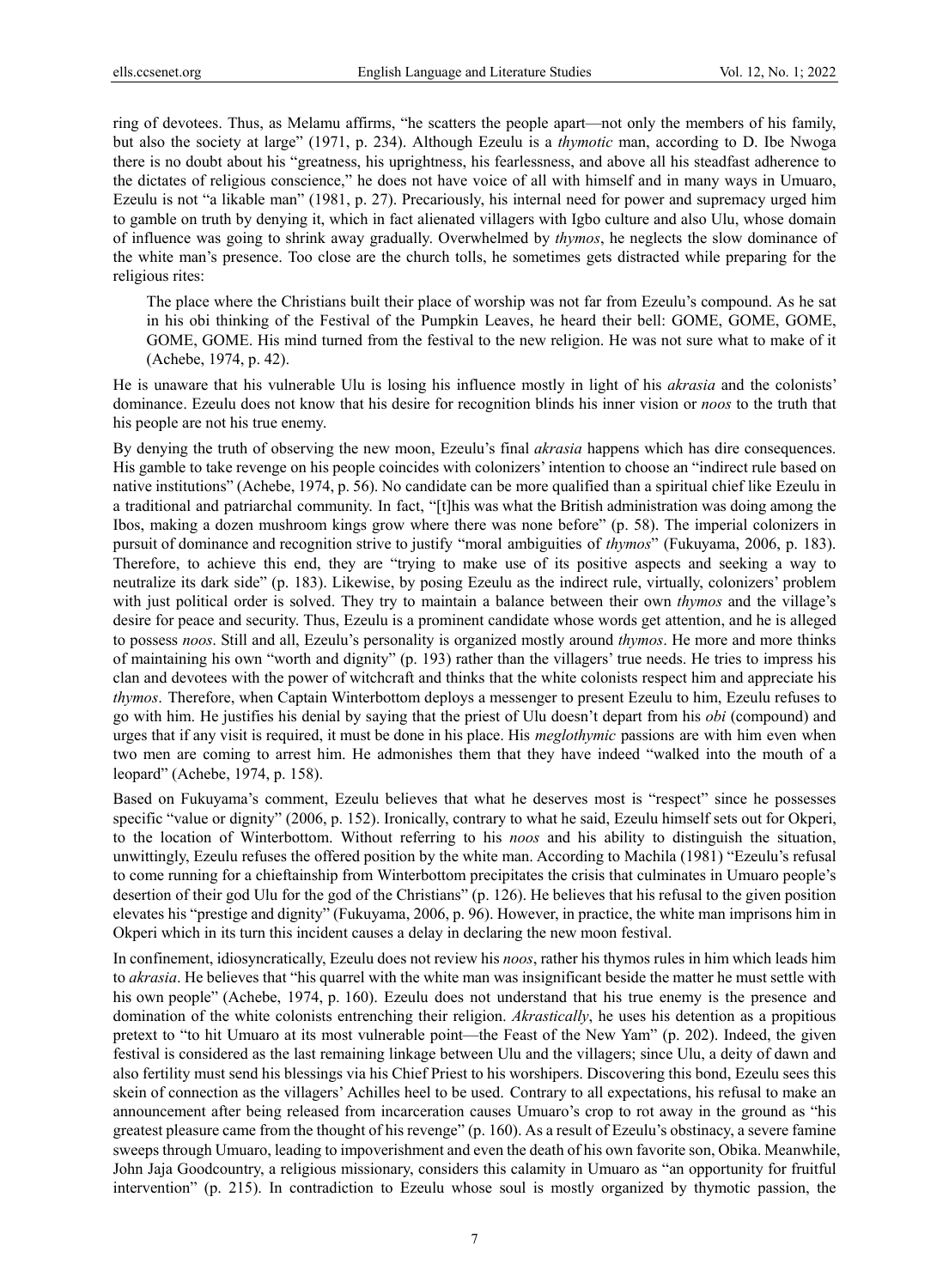ring of devotees. Thus, as Melamu affirms, "he scatters the people apart—not only the members of his family, but also the society at large" (1971, p. 234). Although Ezeulu is a *thymotic* man, according to D. Ibe Nwoga there is no doubt about his "greatness, his uprightness, his fearlessness, and above all his steadfast adherence to the dictates of religious conscience," he does not have voice of all with himself and in many ways in Umuaro, Ezeulu is not "a likable man" (1981, p. 27). Precariously, his internal need for power and supremacy urged him to gamble on truth by denying it, which in fact alienated villagers with Igbo culture and also Ulu, whose domain of influence was going to shrink away gradually. Overwhelmed by *thymos*, he neglects the slow dominance of the white man's presence. Too close are the church tolls, he sometimes gets distracted while preparing for the religious rites:

> The place where the Christians built their place of worship was not far from Ezeulu's compound. As he sat in his obi thinking of the Festival of the Pumpkin Leaves, he heard their bell: GOME, GOME, GOME, GOME, GOME. His mind turned from the festival to the new religion. He was not sure what to make of it (Achebe, 1974, p. 42).

He is unaware that his vulnerable Ulu is losing his influence mostly in light of his *akrasia* and the colonists' dominance. Ezeulu does not know that his desire for recognition blinds his inner vision or *noos* to the truth that his people are not his true enemy.

By denying the truth of observing the new moon, Ezeulu's final *akrasia* happens which has dire consequences. His gamble to take revenge on his people coincides with colonizers' intention to choose an "indirect rule based on native institutions" (Achebe, 1974, p. 56). No candidate can be more qualified than a spiritual chief like Ezeulu in a traditional and patriarchal community. In fact, "[t]his was what the British administration was doing among the Ibos, making a dozen mushroom kings grow where there was none before" (p. 58). The imperial colonizers in pursuit of dominance and recognition strive to justify "moral ambiguities of *thymos*" (Fukuyama, 2006, p. 183). Therefore, to achieve this end, they are "trying to make use of its positive aspects and seeking a way to neutralize its dark side" (p. 183). Likewise, by posing Ezeulu as the indirect rule, virtually, colonizers' problem with just political order is solved. They try to maintain a balance between their own *thymos* and the village's desire for peace and security. Thus, Ezeulu is a prominent candidate whose words get attention, and he is alleged to possess *noos*. Still and all, Ezeulu's personality is organized mostly around *thymos*. He more and more thinks of maintaining his own "worth and dignity" (p. 193) rather than the villagers' true needs. He tries to impress his clan and devotees with the power of witchcraft and thinks that the white colonists respect him and appreciate his *thymos*. Therefore, when Captain Winterbottom deploys a messenger to present Ezeulu to him, Ezeulu refuses to go with him. He justifies his denial by saying that the priest of Ulu doesn't depart from his *obi* (compound) and urges that if any visit is required, it must be done in his place. His *meglothymic* passions are with him even when two men are coming to arrest him. He admonishes them that they have indeed "walked into the mouth of a leopard" (Achebe, 1974, p. 158).

Based on Fukuyama's comment, Ezeulu believes that what he deserves most is "respect" since he possesses specific "value or dignity" (2006, p. 152). Ironically, contrary to what he said, Ezeulu himself sets out for Okperi, to the location of Winterbottom. Without referring to his *noos* and his ability to distinguish the situation, unwittingly, Ezeulu refuses the offered position by the white man. According to Machila (1981) "Ezeulu's refusal to come running for a chieftainship from Winterbottom precipitates the crisis that culminates in Umuaro people's desertion of their god Ulu for the god of the Christians" (p. 126). He believes that his refusal to the given position elevates his "prestige and dignity" (Fukuyama, 2006, p. 96). However, in practice, the white man imprisons him in Okperi which in its turn this incident causes a delay in declaring the new moon festival.

In confinement, idiosyncratically, Ezeulu does not review his *noos*, rather his thymos rules in him which leads him to *akrasia*. He believes that "his quarrel with the white man was insignificant beside the matter he must settle with his own people" (Achebe, 1974, p. 160). Ezeulu does not understand that his true enemy is the presence and domination of the white colonists entrenching their religion. *Akrastically*, he uses his detention as a propitious pretext to "to hit Umuaro at its most vulnerable point—the Feast of the New Yam" (p. 202). Indeed, the given festival is considered as the last remaining linkage between Ulu and the villagers; since Ulu, a deity of dawn and also fertility must send his blessings via his Chief Priest to his worshipers. Discovering this bond, Ezeulu sees this skein of connection as the villagers' Achilles heel to be used. Contrary to all expectations, his refusal to make an announcement after being released from incarceration causes Umuaro's crop to rot away in the ground as "his greatest pleasure came from the thought of his revenge" (p. 160). As a result of Ezeulu's obstinacy, a severe famine sweeps through Umuaro, leading to impoverishment and even the death of his own favorite son, Obika. Meanwhile, John Jaja Goodcountry, a religious missionary, considers this calamity in Umuaro as "an opportunity for fruitful intervention" (p. 215). In contradiction to Ezeulu whose soul is mostly organized by thymotic passion, the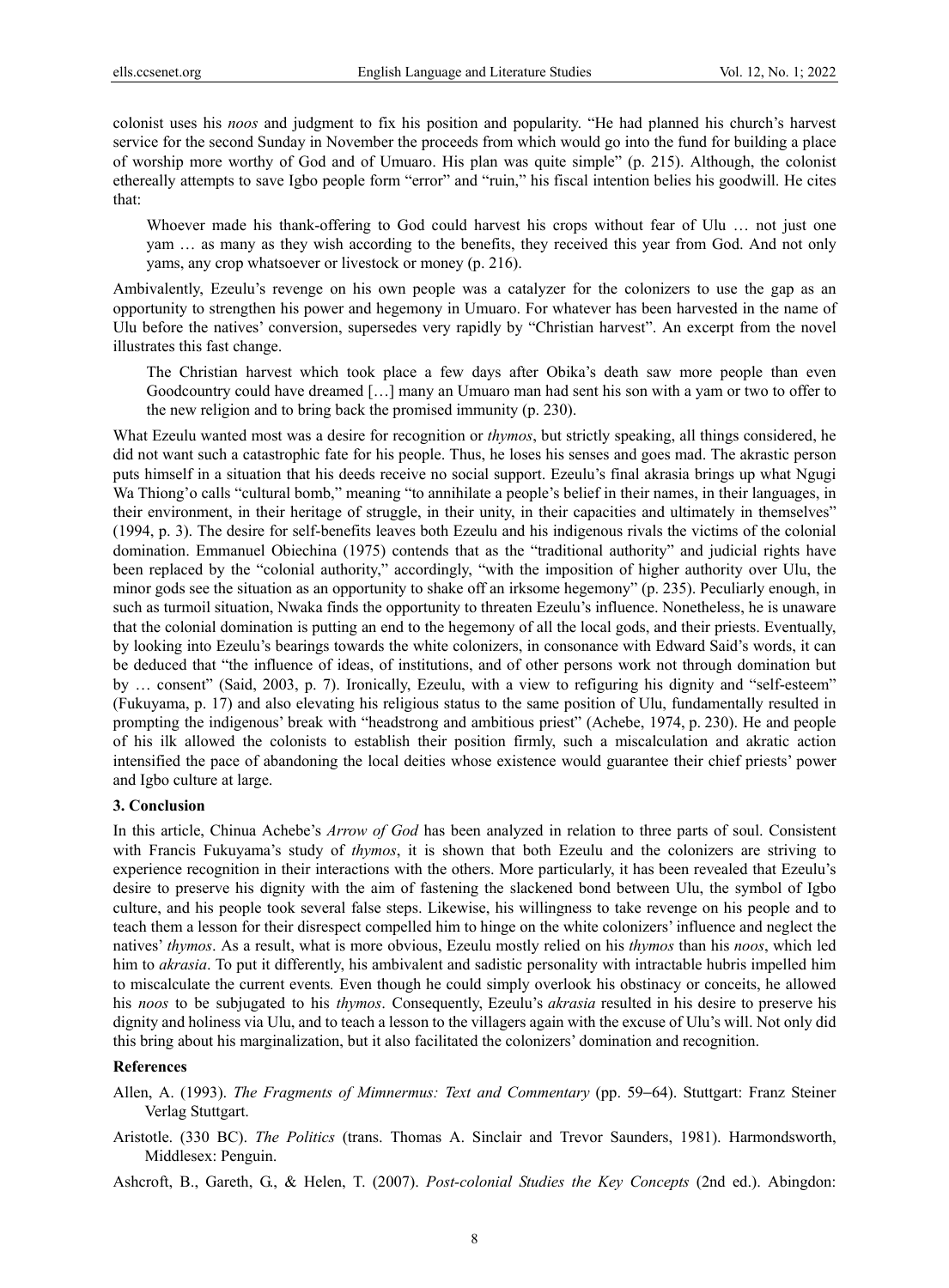colonist uses his *noos* and judgment to fix his position and popularity. "He had planned his church's harvest service for the second Sunday in November the proceeds from which would go into the fund for building a place of worship more worthy of God and of Umuaro. His plan was quite simple" (p. 215). Although, the colonist ethereally attempts to save Igbo people form "error" and "ruin," his fiscal intention belies his goodwill. He cites that:

> Whoever made his thank-offering to God could harvest his crops without fear of Ulu … not just one yam … as many as they wish according to the benefits, they received this year from God. And not only yams, any crop whatsoever or livestock or money (p. 216).

Ambivalently, Ezeulu's revenge on his own people was a catalyzer for the colonizers to use the gap as an opportunity to strengthen his power and hegemony in Umuaro. For whatever has been harvested in the name of Ulu before the natives' conversion, supersedes very rapidly by "Christian harvest". An excerpt from the novel illustrates this fast change.

> The Christian harvest which took place a few days after Obika's death saw more people than even Goodcountry could have dreamed […] many an Umuaro man had sent his son with a yam or two to offer to the new religion and to bring back the promised immunity (p. 230).

What Ezeulu wanted most was a desire for recognition or *thymos*, but strictly speaking, all things considered, he did not want such a catastrophic fate for his people. Thus, he loses his senses and goes mad. The akrastic person puts himself in a situation that his deeds receive no social support. Ezeulu's final akrasia brings up what Ngugi Wa Thiong'o calls "cultural bomb," meaning "to annihilate a people's belief in their names, in their languages, in their environment, in their heritage of struggle, in their unity, in their capacities and ultimately in themselves" (1994, p. 3). The desire for self-benefits leaves both Ezeulu and his indigenous rivals the victims of the colonial domination. Emmanuel Obiechina (1975) contends that as the "traditional authority" and judicial rights have been replaced by the "colonial authority," accordingly, "with the imposition of higher authority over Ulu, the minor gods see the situation as an opportunity to shake off an irksome hegemony" (p. 235). Peculiarly enough, in such as turmoil situation, Nwaka finds the opportunity to threaten Ezeulu's influence. Nonetheless, he is unaware that the colonial domination is putting an end to the hegemony of all the local gods, and their priests. Eventually, by looking into Ezeulu's bearings towards the white colonizers, in consonance with Edward Said's words, it can be deduced that "the influence of ideas, of institutions, and of other persons work not through domination but by … consent" (Said, 2003, p. 7). Ironically, Ezeulu, with a view to refiguring his dignity and "self-esteem" (Fukuyama, p. 17) and also elevating his religious status to the same position of Ulu, fundamentally resulted in prompting the indigenous' break with "headstrong and ambitious priest" (Achebe, 1974, p. 230). He and people of his ilk allowed the colonists to establish their position firmly, such a miscalculation and akratic action intensified the pace of abandoning the local deities whose existence would guarantee their chief priests' power and Igbo culture at large.

## 3. Conclusion

In this article, Chinua Achebe's *Arrow of God* has been analyzed in relation to three parts of soul. Consistent with Francis Fukuyama's study of *thymos*, it is shown that both Ezeulu and the colonizers are striving to experience recognition in their interactions with the others. More particularly, it has been revealed that Ezeulu's desire to preserve his dignity with the aim of fastening the slackened bond between Ulu, the symbol of Igbo culture, and his people took several false steps. Likewise, his willingness to take revenge on his people and to teach them a lesson for their disrespect compelled him to hinge on the white colonizers' influence and neglect the natives' *thymos*. As a result, what is more obvious, Ezeulu mostly relied on his *thymos* than his *noos*, which led him to *akrasia*. To put it differently, his ambivalent and sadistic personality with intractable hubris impelled him to miscalculate the current events. Even though he could simply overlook his obstinacy or conceits, he allowed his *noos* to be subjugated to his *thymos*. Consequently, Ezeulu's *akrasia* resulted in his desire to preserve his dignity and holiness via Ulu, and to teach a lesson to the villagers again with the excuse of Ulu's will. Not only did this bring about his marginalization, but it also facilitated the colonizers' domination and recognition.

## References

Allen, A. (1993). *The Fragments of Mimnermus: Text and Commentary* (pp. 59–64). Stuttgart: Franz Steiner Verlag Stuttgart.

Aristotle. (330 BC). *The Politics* (trans. Thomas A. Sinclair and Trevor Saunders, 1981). Harmondsworth, Middlesex: Penguin.

Ashcroft, B., Gareth, G., & Helen, T. (2007). *Post-colonial Studies the Key Concepts* (2nd ed.). Abingdon: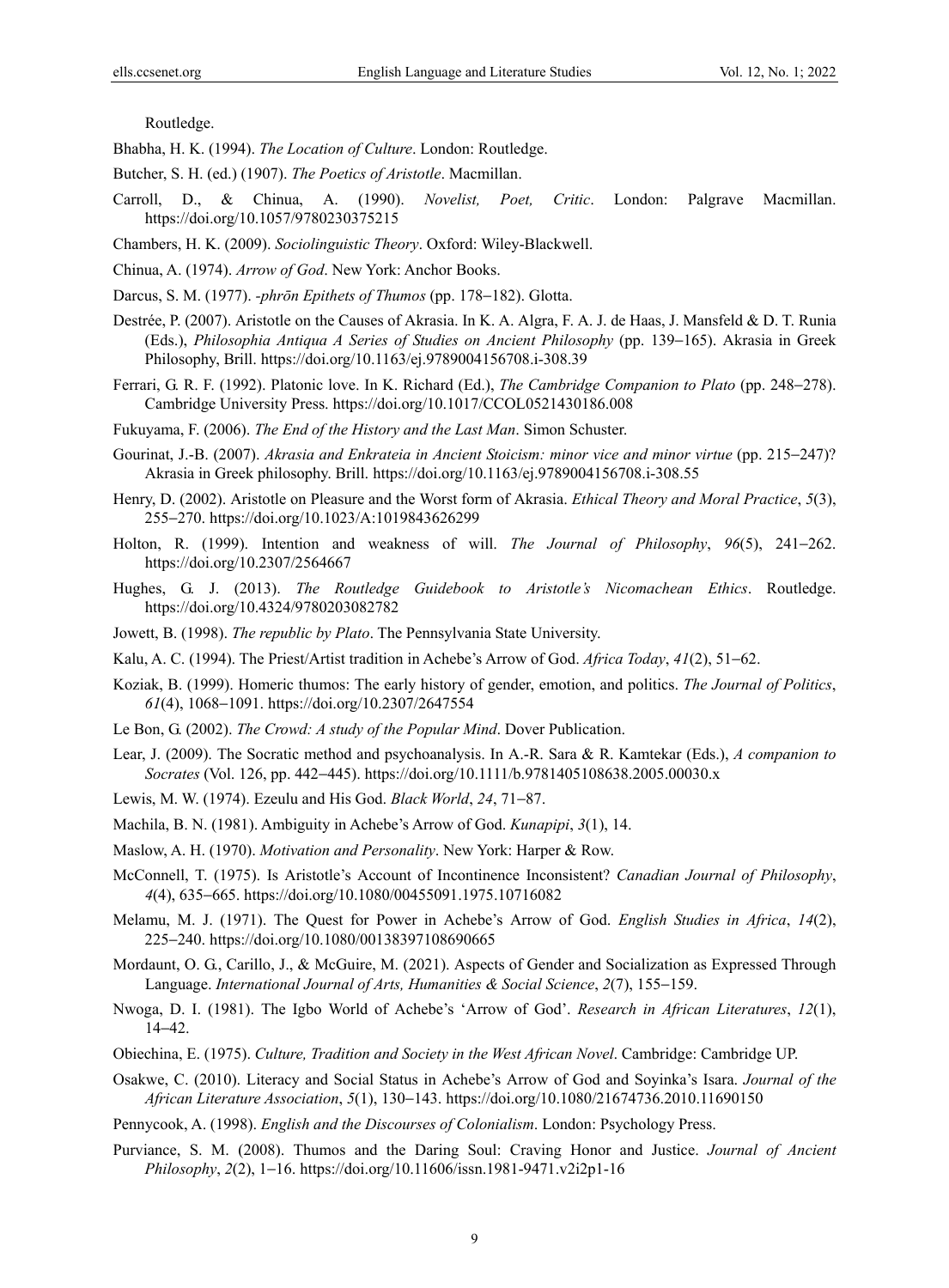Routledge.

Bhabha, H. K. (1994). *The Location of Culture*. London: Routledge.

Butcher, S. H. (ed.) (1907). *The Poetics of Aristotle*. Macmillan.

Carroll, D., & Chinua, A. (1990). *Novelist, Poet, Critic*. London: Palgrave Macmillan. https://doi.org/10.1057/9780230375215

Chambers, H. K. (2009). *Sociolinguistic Theory*. Oxford: Wiley-Blackwell.

Chinua, A. (1974). *Arrow of God*. New York: Anchor Books.

Darcus, S. M. (1977). *-phrōn Epithets of Thumos* (pp. 178–182). Glotta.

Destrée, P. (2007). Aristotle on the Causes of Akrasia. In K. A. Algra, F. A. J. de Haas, J. Mansfeld & D. T. Runia (Eds.), *Philosophia Antiqua A Series of Studies on Ancient Philosophy* (pp. 139–165). Akrasia in Greek Philosophy, Brill. https://doi.org/10.1163/ej.9789004156708.i-308.39

Ferrari, G. R. F. (1992). Platonic love. In K. Richard (Ed.), *The Cambridge Companion to Plato* (pp. 248–278). Cambridge University Press. https://doi.org/10.1017/CCOL0521430186.008

Fukuyama, F. (2006). *The End of the History and the Last Man*. Simon Schuster.

Gourinat, J.-B. (2007). *Akrasia and Enkrateia in Ancient Stoicism: minor vice and minor virtue* (pp. 215–247)? Akrasia in Greek philosophy. Brill. https://doi.org/10.1163/ej.9789004156708.i-308.55

Henry, D. (2002). Aristotle on Pleasure and the Worst form of Akrasia. *Ethical Theory and Moral Practice*, *5*(3), 255–270. https://doi.org/10.1023/A:1019843626299

Holton, R. (1999). Intention and weakness of will. *The Journal of Philosophy*, *96*(5), 241–262. https://doi.org/10.2307/2564667

Hughes, G. J. (2013). *The Routledge Guidebook to Aristotle's Nicomachean Ethics*. Routledge. https://doi.org/10.4324/9780203082782

Jowett, B. (1998). *The republic by Plato*. The Pennsylvania State University.

Kalu, A. C. (1994). The Priest/Artist tradition in Achebe's Arrow of God. *Africa Today*, *41*(2), 51–62.

Koziak, B. (1999). Homeric thumos: The early history of gender, emotion, and politics. *The Journal of Politics*, *61*(4), 1068–1091. https://doi.org/10.2307/2647554

Le Bon, G. (2002). *The Crowd: A study of the Popular Mind*. Dover Publication.

Lear, J. (2009). The Socratic method and psychoanalysis. In A.-R. Sara & R. Kamtekar (Eds.), *A companion to Socrates* (Vol. 126, pp. 442–445). https://doi.org/10.1111/b.9781405108638.2005.00030.x

Lewis, M. W. (1974). Ezeulu and His God. *Black World*, *24*, 71–87.

Machila, B. N. (1981). Ambiguity in Achebe's Arrow of God. *Kunapipi*, *3*(1), 14.

Maslow, A. H. (1970). *Motivation and Personality*. New York: Harper & Row.

McConnell, T. (1975). Is Aristotle's Account of Incontinence Inconsistent? *Canadian Journal of Philosophy*, *4*(4), 635–665. https://doi.org/10.1080/00455091.1975.10716082

Melamu, M. J. (1971). The Quest for Power in Achebe's Arrow of God. *English Studies in Africa*, *14*(2), 225–240. https://doi.org/10.1080/00138397108690665

Mordaunt, O. G., Carillo, J., & McGuire, M. (2021). Aspects of Gender and Socialization as Expressed Through Language. *International Journal of Arts, Humanities & Social Science*, *2*(7), 155–159.

Nwoga, D. I. (1981). The Igbo World of Achebe's 'Arrow of God'. *Research in African Literatures*, *12*(1), 14–42.

Obiechina, E. (1975). *Culture, Tradition and Society in the West African Novel*. Cambridge: Cambridge UP.

Osakwe, C. (2010). Literacy and Social Status in Achebe's Arrow of God and Soyinka's Isara. *Journal of the African Literature Association*, *5*(1), 130–143. https://doi.org/10.1080/21674736.2010.11690150

Pennycook, A. (1998). *English and the Discourses of Colonialism*. London: Psychology Press.

Purviance, S. M. (2008). Thumos and the Daring Soul: Craving Honor and Justice. *Journal of Ancient Philosophy*, *2*(2), 1–16. https://doi.org/10.11606/issn.1981-9471.v2i2p1-16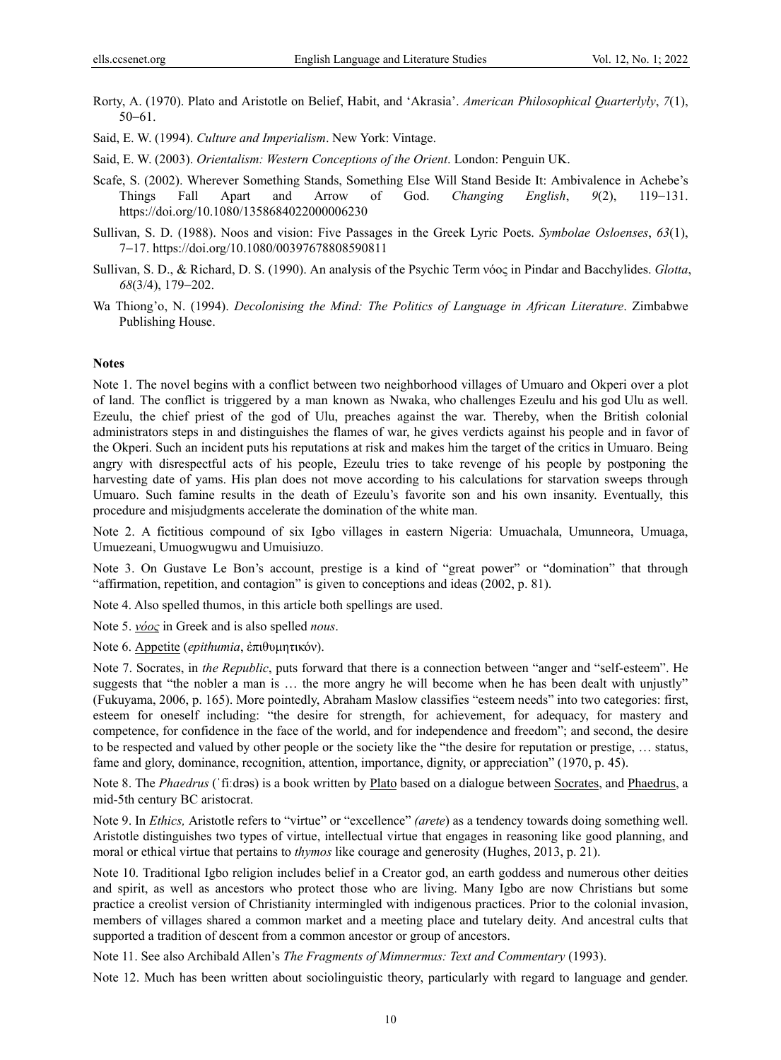Rorty, A. (1970). Plato and Aristotle on Belief, Habit, and 'Akrasia'. *American Philosophical Quarterlyly*, *7*(1), 50–61.

Said, E. W. (1994). *Culture and Imperialism*. New York: Vintage.

Said, E. W. (2003). *Orientalism: Western Conceptions of the Orient*. London: Penguin UK.

Scafe, S. (2002). Wherever Something Stands, Something Else Will Stand Beside It: Ambivalence in Achebe's Things Fall Apart and Arrow of God. *Changing English*, *9*(2), 119–131. https://doi.org/10.1080/1358684022000006230

Sullivan, S. D. (1988). Noos and vision: Five Passages in the Greek Lyric Poets. *Symbolae Osloenses*, *63*(1), 7–17. https://doi.org/10.1080/00397678808590811

Sullivan, S. D., & Richard, D. S. (1990). An analysis of the Psychic Term νόος in Pindar and Bacchylides. *Glotta*, *68*(3/4), 179–202.

Wa Thiong'o, N. (1994). *Decolonising the Mind: The Politics of Language in African Literature*. Zimbabwe Publishing House.

**Notes**

Note 1. The novel begins with a conflict between two neighborhood villages of Umuaro and Okperi over a plot of land. The conflict is triggered by a man known as Nwaka, who challenges Ezeulu and his god Ulu as well. Ezeulu, the chief priest of the god of Ulu, preaches against the war. Thereby, when the British colonial administrators steps in and distinguishes the flames of war, he gives verdicts against his people and in favor of the Okperi. Such an incident puts his reputations at risk and makes him the target of the critics in Umuaro. Being angry with disrespectful acts of his people, Ezeulu tries to take revenge of his people by postponing the harvesting date of yams. His plan does not move according to his calculations for starvation sweeps through Umuaro. Such famine results in the death of Ezeulu's favorite son and his own insanity. Eventually, this procedure and misjudgments accelerate the domination of the white man.

Note 2. A fictitious compound of six Igbo villages in eastern Nigeria: Umuachala, Umunneora, Umuaga, Umuezeani, Umuogwugwu and Umuisiuzo.

Note 3. On Gustave Le Bon's account, prestige is a kind of "great power" or "domination" that through "affirmation, repetition, and contagion" is given to conceptions and ideas (2002, p. 81).

Note 4. Also spelled thumos, in this article both spellings are used.

Note 5. *νόος* in Greek and is also spelled *nous*.

Note 6. Appetite (*epithumia*, ἐπιθυμητικόν).

Note 7. Socrates, in *the Republic*, puts forward that there is a connection between "anger and "self-esteem". He suggests that "the nobler a man is … the more angry he will become when he has been dealt with unjustly" (Fukuyama, 2006, p. 165). More pointedly, Abraham Maslow classifies "esteem needs" into two categories: first, esteem for oneself including: "the desire for strength, for achievement, for adequacy, for mastery and competence, for confidence in the face of the world, and for independence and freedom"; and second, the desire to be respected and valued by other people or the society like the "the desire for reputation or prestige, … status, fame and glory, dominance, recognition, attention, importance, dignity, or appreciation" (1970, p. 45).

Note 8. The *Phaedrus* (ˈfiːdrəs) is a book written by Plato based on a dialogue between Socrates, and Phaedrus, a mid-5th century BC aristocrat.

Note 9. In *Ethics,* Aristotle refers to "virtue" or "excellence" *(arete*) as a tendency towards doing something well. Aristotle distinguishes two types of virtue, intellectual virtue that engages in reasoning like good planning, and moral or ethical virtue that pertains to *thymos* like courage and generosity (Hughes, 2013, p. 21).

Note 10. Traditional Igbo religion includes belief in a Creator god, an earth goddess and numerous other deities and spirit, as well as ancestors who protect those who are living. Many Igbo are now Christians but some practice a creolist version of Christianity intermingled with indigenous practices. Prior to the colonial invasion, members of villages shared a common market and a meeting place and tutelary deity. And ancestral cults that supported a tradition of descent from a common ancestor or group of ancestors.

Note 11. See also Archibald Allen's *The Fragments of Mimnermus: Text and Commentary* (1993).

Note 12. Much has been written about sociolinguistic theory, particularly with regard to language and gender.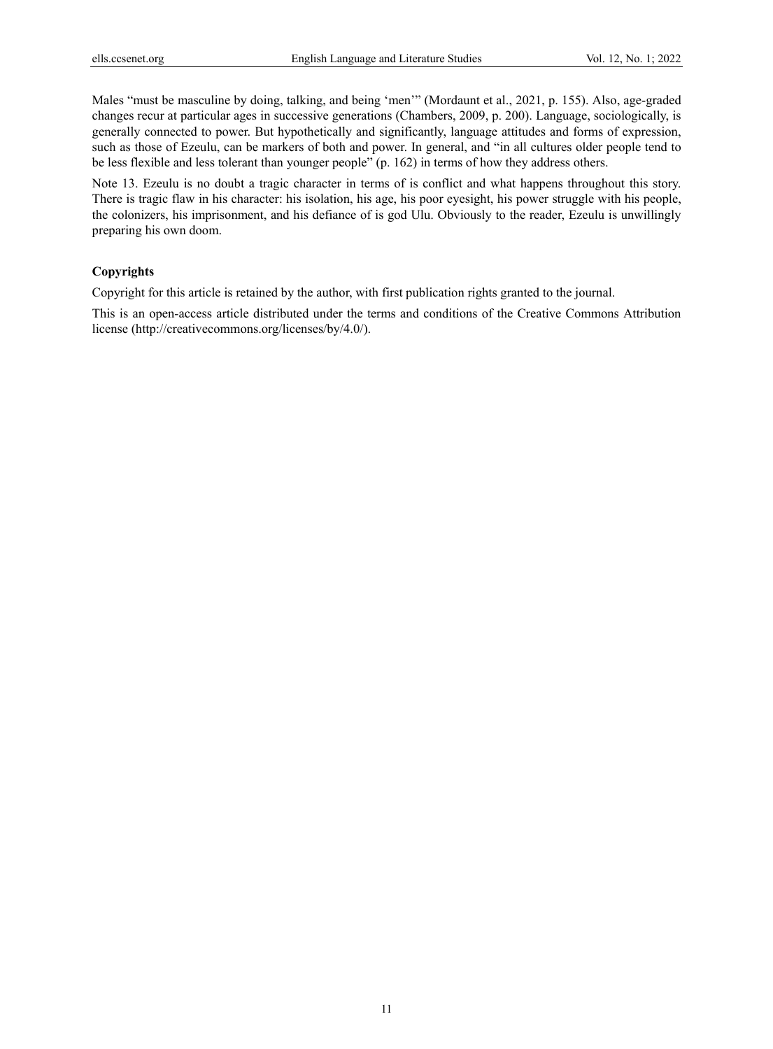Males "must be masculine by doing, talking, and being 'men'" (Mordaunt et al., 2021, p. 155). Also, age-graded changes recur at particular ages in successive generations (Chambers, 2009, p. 200). Language, sociologically, is generally connected to power. But hypothetically and significantly, language attitudes and forms of expression, such as those of Ezeulu, can be markers of both and power. In general, and "in all cultures older people tend to be less flexible and less tolerant than younger people" (p. 162) in terms of how they address others.

Note 13. Ezeulu is no doubt a tragic character in terms of is conflict and what happens throughout this story. There is tragic flaw in his character: his isolation, his age, his poor eyesight, his power struggle with his people, the colonizers, his imprisonment, and his defiance of is god Ulu. Obviously to the reader, Ezeulu is unwillingly preparing his own doom.

## Copyrights

Copyright for this article is retained by the author, with first publication rights granted to the journal.

This is an open-access article distributed under the terms and conditions of the Creative Commons Attribution license (http://creativecommons.org/licenses/by/4.0/).